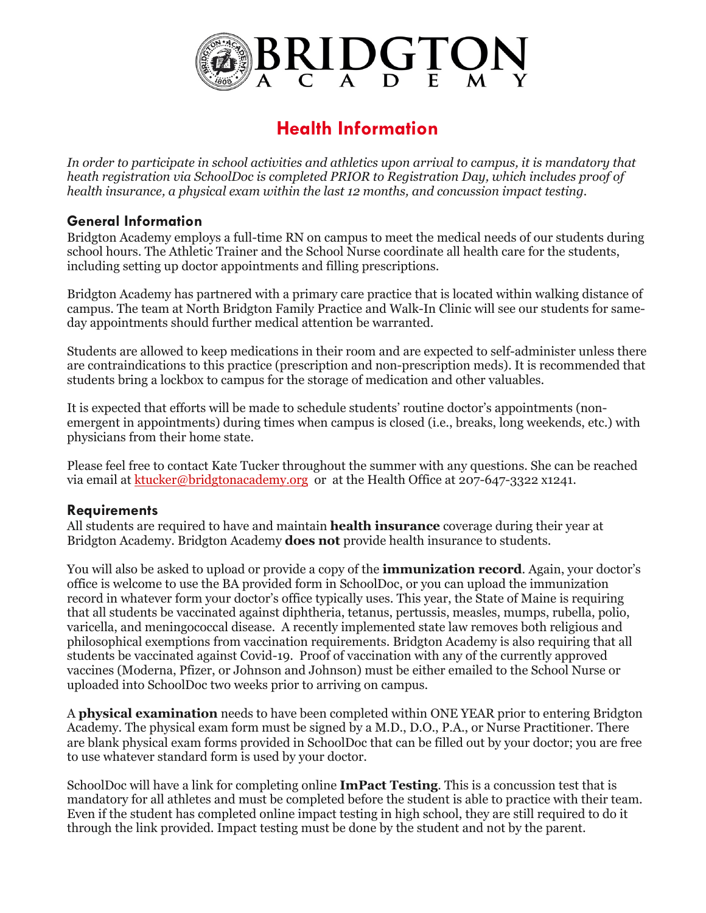# BRIDGTON ACADEMY

## Health Information

*In order to participate in school activities and athletics upon arrival to campus, it is mandatory that heath registration via SchoolDoc is completed PRIOR to Registration Day, which includes proof of health insurance, a physical exam within the last 12 months, and concussion impact testing.*

### General Information

Bridgton Academy employs a full-time RN on campus to meet the medical needs of our students during school hours. The Athletic Trainer and the School Nurse coordinate all health care for the students, including setting up doctor appointments and filling prescriptions.

Bridgton Academy has partnered with a primary care practice that is located within walking distance of campus. The team at North Bridgton Family Practice and Walk-In Clinic will see our students for same-day appointments should further medical attention be warranted.

Students are allowed to keep medications in their room and are expected to self-administer unless there are contraindications to this practice (prescription and non-prescription meds). It is recommended that students bring a lockbox to campus for the storage of medication and other valuables.

It is expected that efforts will be made to schedule students' routine doctor's appointments (non-emergent in appointments) during times when campus is closed (i.e., breaks, long weekends, etc.) with physicians from their home state.

Please feel free to contact Kate Tucker throughout the summer with any questions. She can be reached via email at ktucker@bridgtonacademy.org or at the Health Office at 207-647-3322 x1241.

### Requirements

All students are required to have and maintain **health insurance** coverage during their year at Bridgton Academy. Bridgton Academy **does not** provide health insurance to students.

You will also be asked to upload or provide a copy of the **immunization record**. Again, your doctor's office is welcome to use the BA provided form in SchoolDoc, or you can upload the immunization record in whatever form your doctor's office typically uses. This year, the State of Maine is requiring that all students be vaccinated against diphtheria, tetanus, pertussis, measles, mumps, rubella, polio, varicella, and meningococcal disease. A recently implemented state law removes both religious and philosophical exemptions from vaccination requirements. Bridgton Academy is also requiring that all students be vaccinated against Covid-19. Proof of vaccination with any of the currently approved vaccines (Moderna, Pfizer, or Johnson and Johnson) must be either emailed to the School Nurse or uploaded into SchoolDoc two weeks prior to arriving on campus.

A **physical examination** needs to have been completed within ONE YEAR prior to entering Bridgton Academy. The physical exam form must be signed by a M.D., D.O., P.A., or Nurse Practitioner. There are blank physical exam forms provided in SchoolDoc that can be filled out by your doctor; you are free to use whatever standard form is used by your doctor.

SchoolDoc will have a link for completing online **ImPact Testing**. This is a concussion test that is mandatory for all athletes and must be completed before the student is able to practice with their team. Even if the student has completed online impact testing in high school, they are still required to do it through the link provided. Impact testing must be done by the student and not by the parent.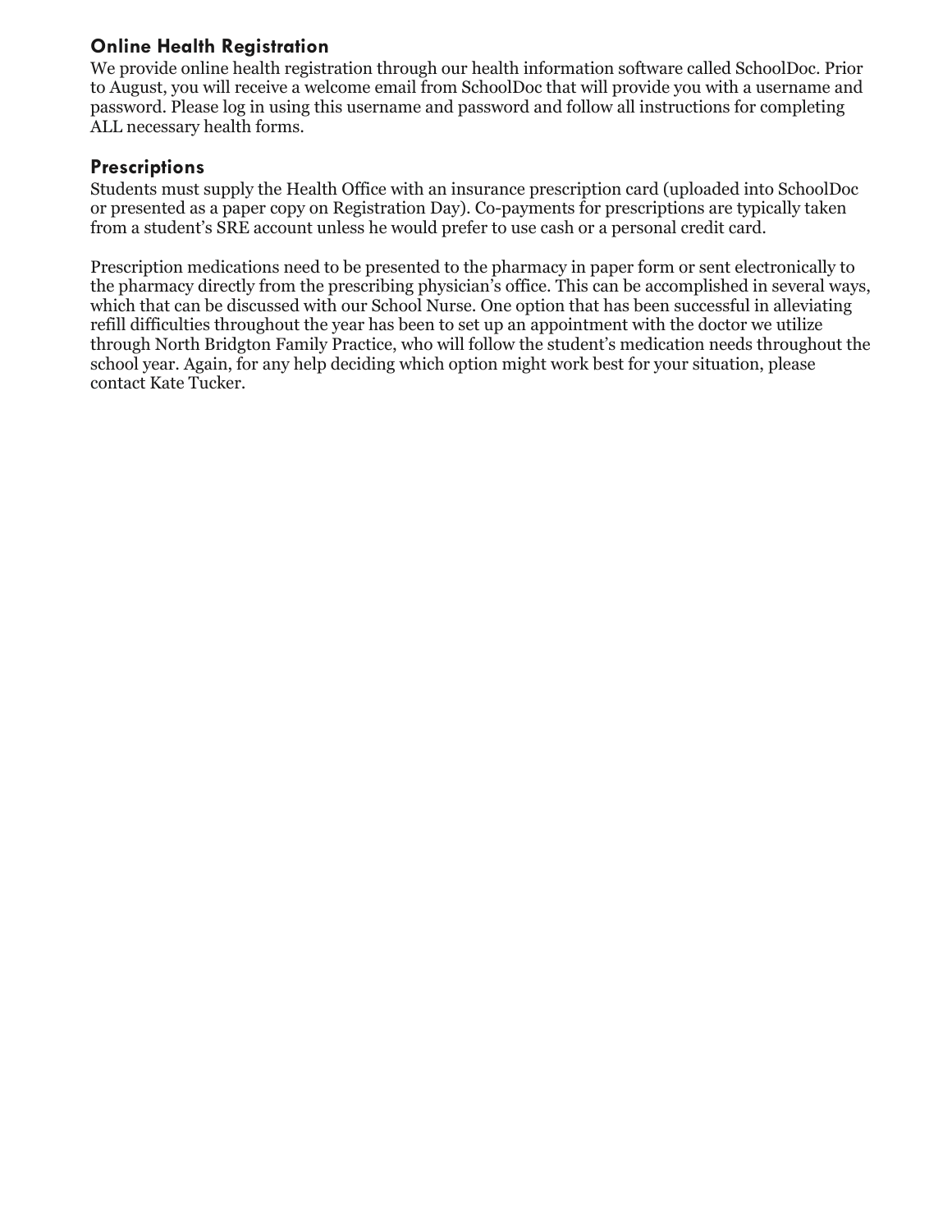## Online Health Registration

We provide online health registration through our health information software called SchoolDoc. Prior to August, you will receive a welcome email from SchoolDoc that will provide you with a username and password. Please log in using this username and password and follow all instructions for completing ALL necessary health forms.

## Prescriptions

Students must supply the Health Office with an insurance prescription card (uploaded into SchoolDoc or presented as a paper copy on Registration Day). Co-payments for prescriptions are typically taken from a student's SRE account unless he would prefer to use cash or a personal credit card.

Prescription medications need to be presented to the pharmacy in paper form or sent electronically to the pharmacy directly from the prescribing physician's office. This can be accomplished in several ways, which that can be discussed with our School Nurse. One option that has been successful in alleviating refill difficulties throughout the year has been to set up an appointment with the doctor we utilize through North Bridgton Family Practice, who will follow the student's medication needs throughout the school year. Again, for any help deciding which option might work best for your situation, please contact Kate Tucker.